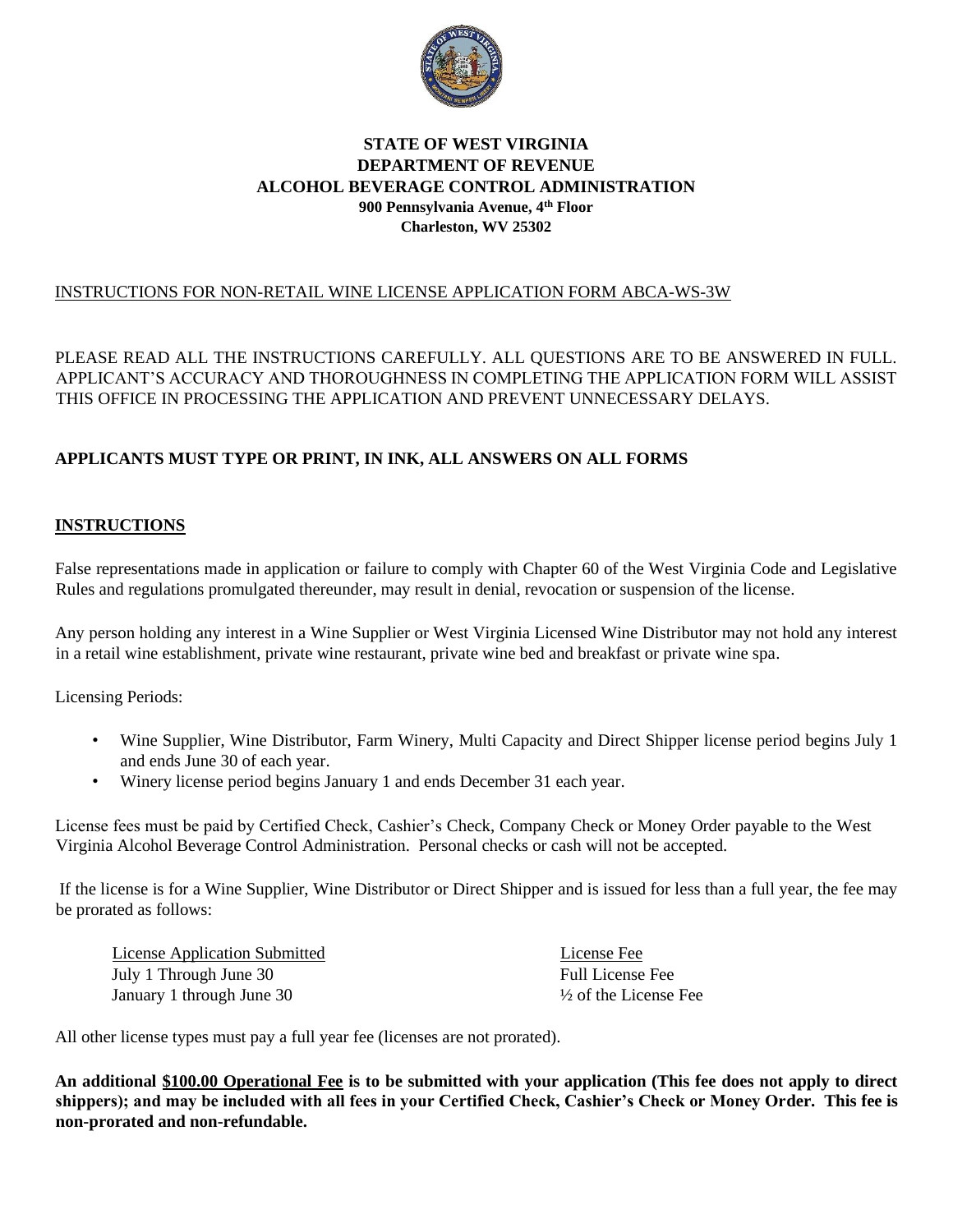**STATE OF WEST VIRGINIA**
**DEPARTMENT OF REVENUE**
**ALCOHOL BEVERAGE CONTROL ADMINISTRATION**
**900 Pennsylvania Avenue, 4th Floor**
**Charleston, WV 25302**

INSTRUCTIONS FOR NON-RETAIL WINE LICENSE APPLICATION FORM ABCA-WS-3W

PLEASE READ ALL THE INSTRUCTIONS CAREFULLY. ALL QUESTIONS ARE TO BE ANSWERED IN FULL. APPLICANT'S ACCURACY AND THOROUGHNESS IN COMPLETING THE APPLICATION FORM WILL ASSIST THIS OFFICE IN PROCESSING THE APPLICATION AND PREVENT UNNECESSARY DELAYS.

**APPLICANTS MUST TYPE OR PRINT, IN INK, ALL ANSWERS ON ALL FORMS**

## INSTRUCTIONS

False representations made in application or failure to comply with Chapter 60 of the West Virginia Code and Legislative Rules and regulations promulgated thereunder, may result in denial, revocation or suspension of the license.

Any person holding any interest in a Wine Supplier or West Virginia Licensed Wine Distributor may not hold any interest in a retail wine establishment, private wine restaurant, private wine bed and breakfast or private wine spa.

Licensing Periods:

- Wine Supplier, Wine Distributor, Farm Winery, Multi Capacity and Direct Shipper license period begins July 1 and ends June 30 of each year.
- Winery license period begins January 1 and ends December 31 each year.

License fees must be paid by Certified Check, Cashier's Check, Company Check or Money Order payable to the West Virginia Alcohol Beverage Control Administration. Personal checks or cash will not be accepted.

If the license is for a Wine Supplier, Wine Distributor or Direct Shipper and is issued for less than a full year, the fee may be prorated as follows:

| License Application Submitted | License Fee |
|---|---|
| July 1 Through June 30 | Full License Fee |
| January 1 through June 30 | ½ of the License Fee |

All other license types must pay a full year fee (licenses are not prorated).

**An additional $100.00 Operational Fee is to be submitted with your application (This fee does not apply to direct shippers); and may be included with all fees in your Certified Check, Cashier's Check or Money Order. This fee is non-prorated and non-refundable.**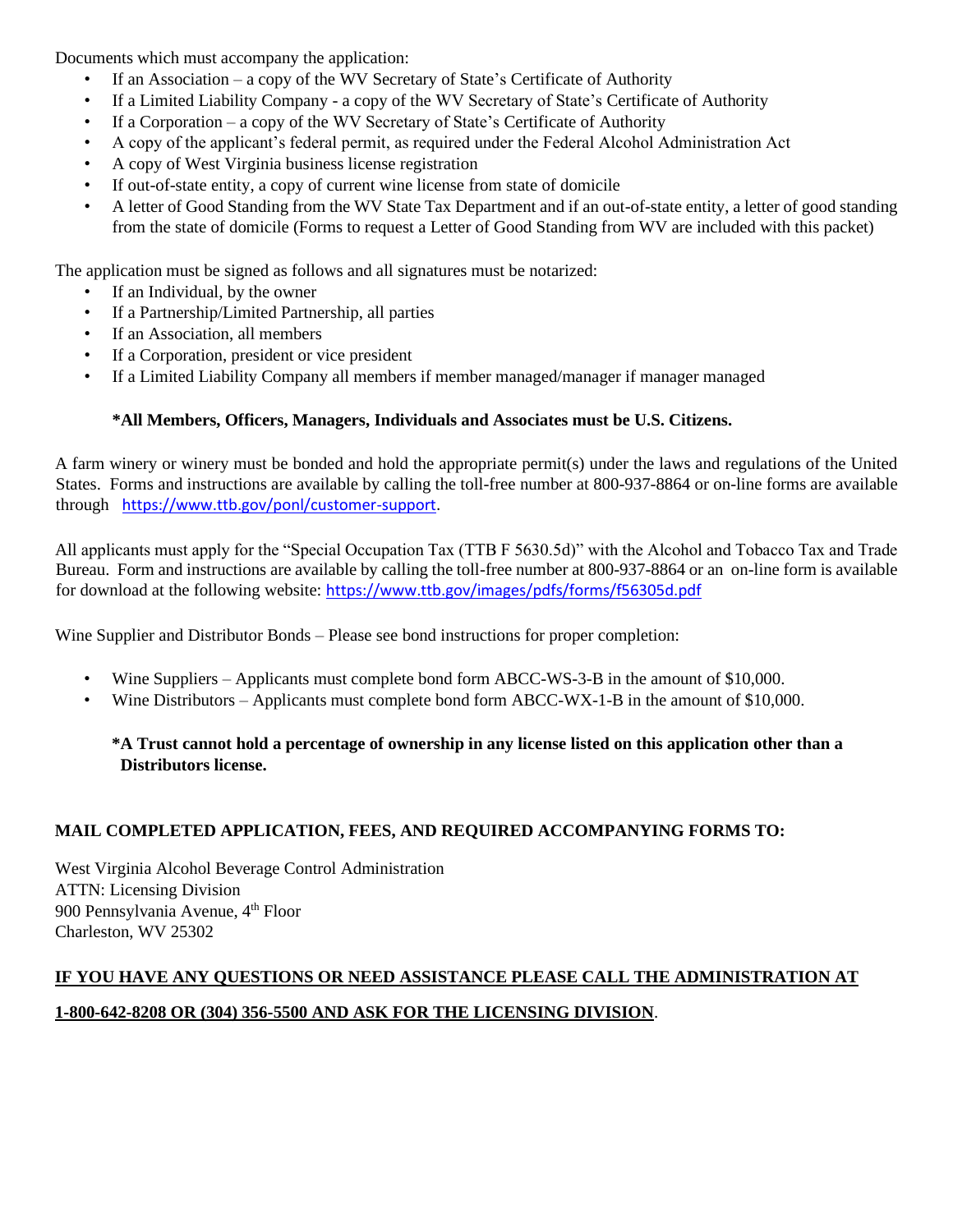Documents which must accompany the application:

- If an Association – a copy of the WV Secretary of State's Certificate of Authority
- If a Limited Liability Company - a copy of the WV Secretary of State's Certificate of Authority
- If a Corporation – a copy of the WV Secretary of State's Certificate of Authority
- A copy of the applicant's federal permit, as required under the Federal Alcohol Administration Act
- A copy of West Virginia business license registration
- If out-of-state entity, a copy of current wine license from state of domicile
- A letter of Good Standing from the WV State Tax Department and if an out-of-state entity, a letter of good standing from the state of domicile (Forms to request a Letter of Good Standing from WV are included with this packet)

The application must be signed as follows and all signatures must be notarized:

- If an Individual, by the owner
- If a Partnership/Limited Partnership, all parties
- If an Association, all members
- If a Corporation, president or vice president
- If a Limited Liability Company all members if member managed/manager if manager managed

**\*All Members, Officers, Managers, Individuals and Associates must be U.S. Citizens.**

A farm winery or winery must be bonded and hold the appropriate permit(s) under the laws and regulations of the United States. Forms and instructions are available by calling the toll-free number at 800-937-8864 or on-line forms are available through https://www.ttb.gov/ponl/customer-support.

All applicants must apply for the "Special Occupation Tax (TTB F 5630.5d)" with the Alcohol and Tobacco Tax and Trade Bureau. Form and instructions are available by calling the toll-free number at 800-937-8864 or an on-line form is available for download at the following website: https://www.ttb.gov/images/pdfs/forms/f56305d.pdf

Wine Supplier and Distributor Bonds – Please see bond instructions for proper completion:

- Wine Suppliers – Applicants must complete bond form ABCC-WS-3-B in the amount of $10,000.
- Wine Distributors – Applicants must complete bond form ABCC-WX-1-B in the amount of $10,000.

**\*A Trust cannot hold a percentage of ownership in any license listed on this application other than a Distributors license.**

**MAIL COMPLETED APPLICATION, FEES, AND REQUIRED ACCOMPANYING FORMS TO:**

West Virginia Alcohol Beverage Control Administration
ATTN: Licensing Division
900 Pennsylvania Avenue, 4th Floor
Charleston, WV 25302

**IF YOU HAVE ANY QUESTIONS OR NEED ASSISTANCE PLEASE CALL THE ADMINISTRATION AT 1-800-642-8208 OR (304) 356-5500 AND ASK FOR THE LICENSING DIVISION**.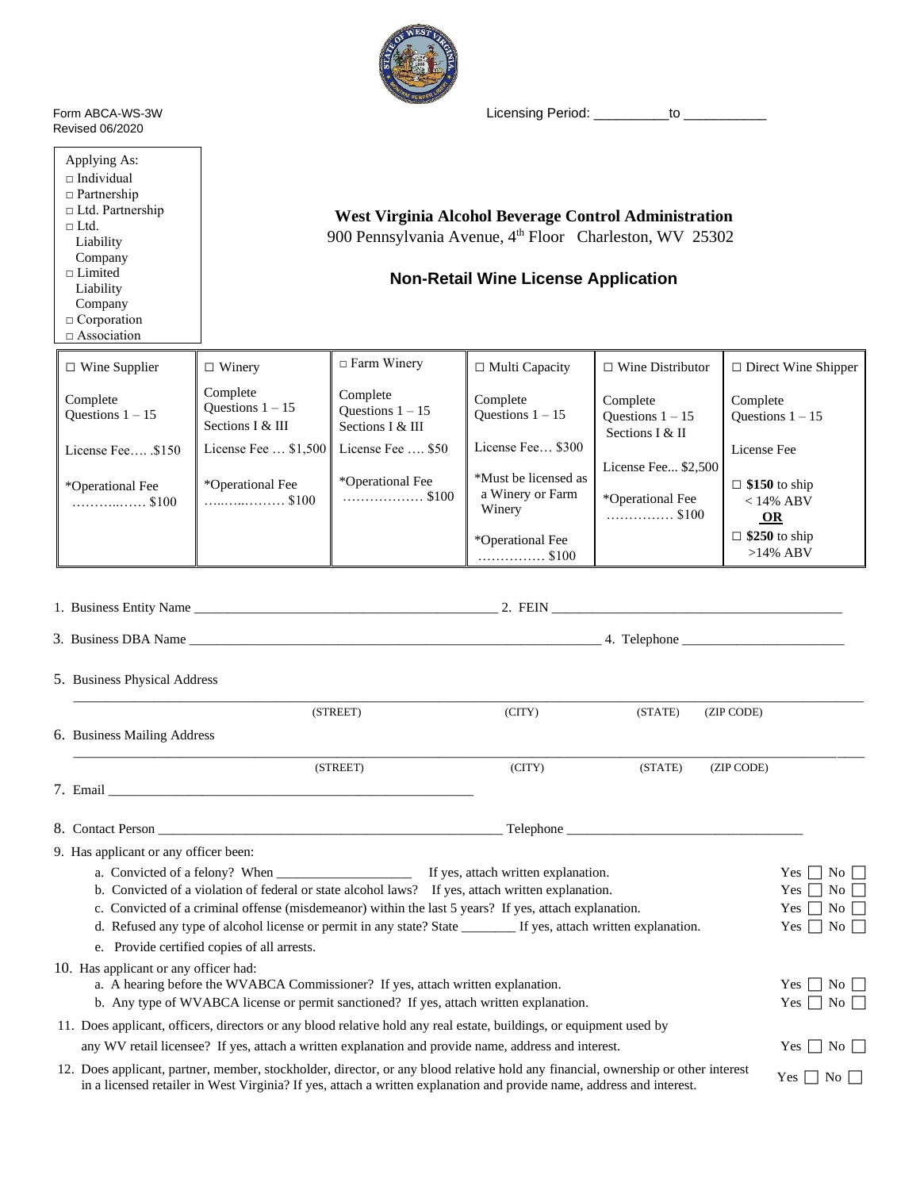Form ABCA-WS-3W
Revised 06/2020

Licensing Period: __________to ___________

Applying As:
- □ Individual
- □ Partnership
- □ Ltd. Partnership
- □ Ltd. Liability Company
- □ Limited Liability Company
- □ Corporation
- □ Association

**West Virginia Alcohol Beverage Control Administration**
900 Pennsylvania Avenue, 4th Floor Charleston, WV 25302

## Non-Retail Wine License Application

| □ Wine Supplier | □ Winery | □ Farm Winery | □ Multi Capacity | □ Wine Distributor | □ Direct Wine Shipper |
|---|---|---|---|---|---|
| Complete Questions 1 – 15 | Complete Questions 1 – 15 Sections I & III | Complete Questions 1 – 15 Sections I & III | Complete Questions 1 – 15 | Complete Questions 1 – 15 Sections I & II | Complete Questions 1 – 15 |
| License Fee…. .$150 | License Fee … $1,500 | License Fee …. $50 | License Fee… $300 | License Fee... $2,500 | License Fee |
| *Operational Fee ………..…… $100 | *Operational Fee …..…..……… $100 | *Operational Fee ……………… $100 | *Must be licensed as a Winery or Farm Winery | *Operational Fee …………… $100 | □ **$150** to ship < 14% ABV **OR** □ **$250** to ship >14% ABV |
| | | | *Operational Fee …………… $100 | | |

1. Business Entity Name ____________________________________________ 2. FEIN ____________________________________________

3. Business DBA Name ______________________________________________________________ 4. Telephone ________________________

5. Business Physical Address

______________________________________________________________________________________
(STREET) (CITY) (STATE) (ZIP CODE)

6. Business Mailing Address

______________________________________________________________________________________
(STREET) (CITY) (STATE) (ZIP CODE)

7. Email ______________________________________________________

8. Contact Person ___________________________________________________ Telephone __________________________________

9. Has applicant or any officer been:
   a. Convicted of a felony? When ____________________ If yes, attach written explanation. Yes ☐ No ☐
   b. Convicted of a violation of federal or state alcohol laws? If yes, attach written explanation. Yes ☐ No ☐
   c. Convicted of a criminal offense (misdemeanor) within the last 5 years? If yes, attach explanation. Yes ☐ No ☐
   d. Refused any type of alcohol license or permit in any state? State ________ If yes, attach written explanation. Yes ☐ No ☐
   e. Provide certified copies of all arrests.

10. Has applicant or any officer had:
    a. A hearing before the WVABCA Commissioner? If yes, attach written explanation. Yes ☐ No ☐
    b. Any type of WVABCA license or permit sanctioned? If yes, attach written explanation. Yes ☐ No ☐

11. Does applicant, officers, directors or any blood relative hold any real estate, buildings, or equipment used by any WV retail licensee? If yes, attach a written explanation and provide name, address and interest. Yes ☐ No ☐

12. Does applicant, partner, member, stockholder, director, or any blood relative hold any financial, ownership or other interest in a licensed retailer in West Virginia? If yes, attach a written explanation and provide name, address and interest. Yes ☐ No ☐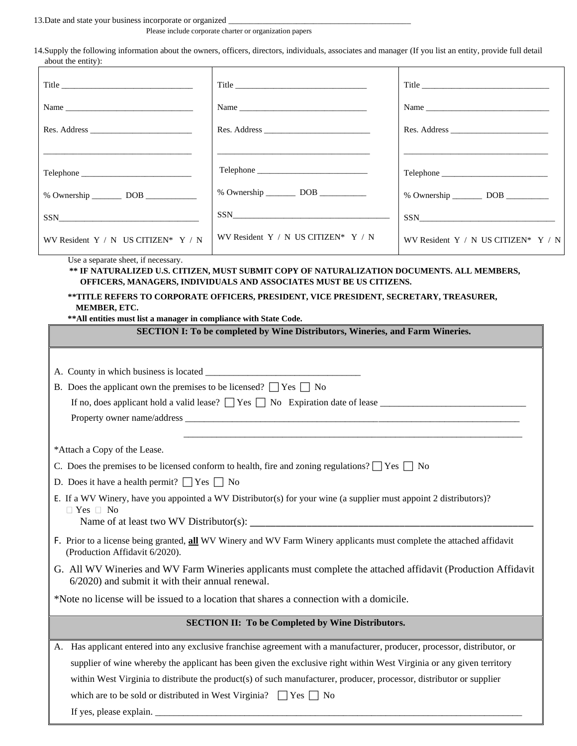13.Date and state your business incorporate or organized ___________________________________________

Please include corporate charter or organization papers

14.Supply the following information about the owners, officers, directors, individuals, associates and manager (If you list an entity, provide full detail about the entity):

| | | |
|---|---|---|
| Title ______________________________ | Title ______________________________ | Title ______________________________ |
| Name ______________________________ | Name ______________________________ | Name ______________________________ |
| Res. Address ________________________ | Res. Address ________________________ | Res. Address ________________________ |
| __________________________________ | __________________________________ | __________________________________ |
| Telephone __________________________ | Telephone __________________________ | Telephone __________________________ |
| % Ownership _______ DOB ____________ | % Ownership _______ DOB ___________ | % Ownership _______ DOB __________ |
| SSN________________________________ | SSN____________________________________ | SSN________________________________ |
| WV Resident Y / N US CITIZEN* Y / N | WV Resident Y / N US CITIZEN* Y / N | WV Resident Y / N US CITIZEN* Y / N |

Use a separate sheet, if necessary.

**\*\* IF NATURALIZED U.S. CITIZEN, MUST SUBMIT COPY OF NATURALIZATION DOCUMENTS. ALL MEMBERS, OFFICERS, MANAGERS, INDIVIDUALS AND ASSOCIATES MUST BE US CITIZENS.**

**\*\*TITLE REFERS TO CORPORATE OFFICERS, PRESIDENT, VICE PRESIDENT, SECRETARY, TREASURER, MEMBER, ETC.**

**\*\*All entities must list a manager in compliance with State Code.**

## SECTION I: To be completed by Wine Distributors, Wineries, and Farm Wineries.

A. County in which business is located ________________________________

B. Does the applicant own the premises to be licensed? ☐ Yes ☐ No

If no, does applicant hold a valid lease? ☐ Yes ☐ No Expiration date of lease _______________________________

Property owner name/address ___________________________________________________________________________

___________________________________________________________________________

*Attach a Copy of the Lease.

C. Does the premises to be licensed conform to health, fire and zoning regulations? ☐ Yes ☐ No

D. Does it have a health permit? ☐ Yes ☐ No

E. If a WV Winery, have you appointed a WV Distributor(s) for your wine (a supplier must appoint 2 distributors)?
☐ Yes ☐ No
Name of at least two WV Distributor(s): ____________________________________________________

F. Prior to a license being granted, **all** WV Winery and WV Farm Winery applicants must complete the attached affidavit (Production Affidavit 6/2020).

G. All WV Wineries and WV Farm Wineries applicants must complete the attached affidavit (Production Affidavit 6/2020) and submit it with their annual renewal.

*Note no license will be issued to a location that shares a connection with a domicile.

## SECTION II: To be Completed by Wine Distributors.

A. Has applicant entered into any exclusive franchise agreement with a manufacturer, producer, processor, distributor, or supplier of wine whereby the applicant has been given the exclusive right within West Virginia or any given territory within West Virginia to distribute the product(s) of such manufacturer, producer, processor, distributor or supplier which are to be sold or distributed in West Virginia? ☐ Yes ☐ No

If yes, please explain. ___________________________________________________________________________________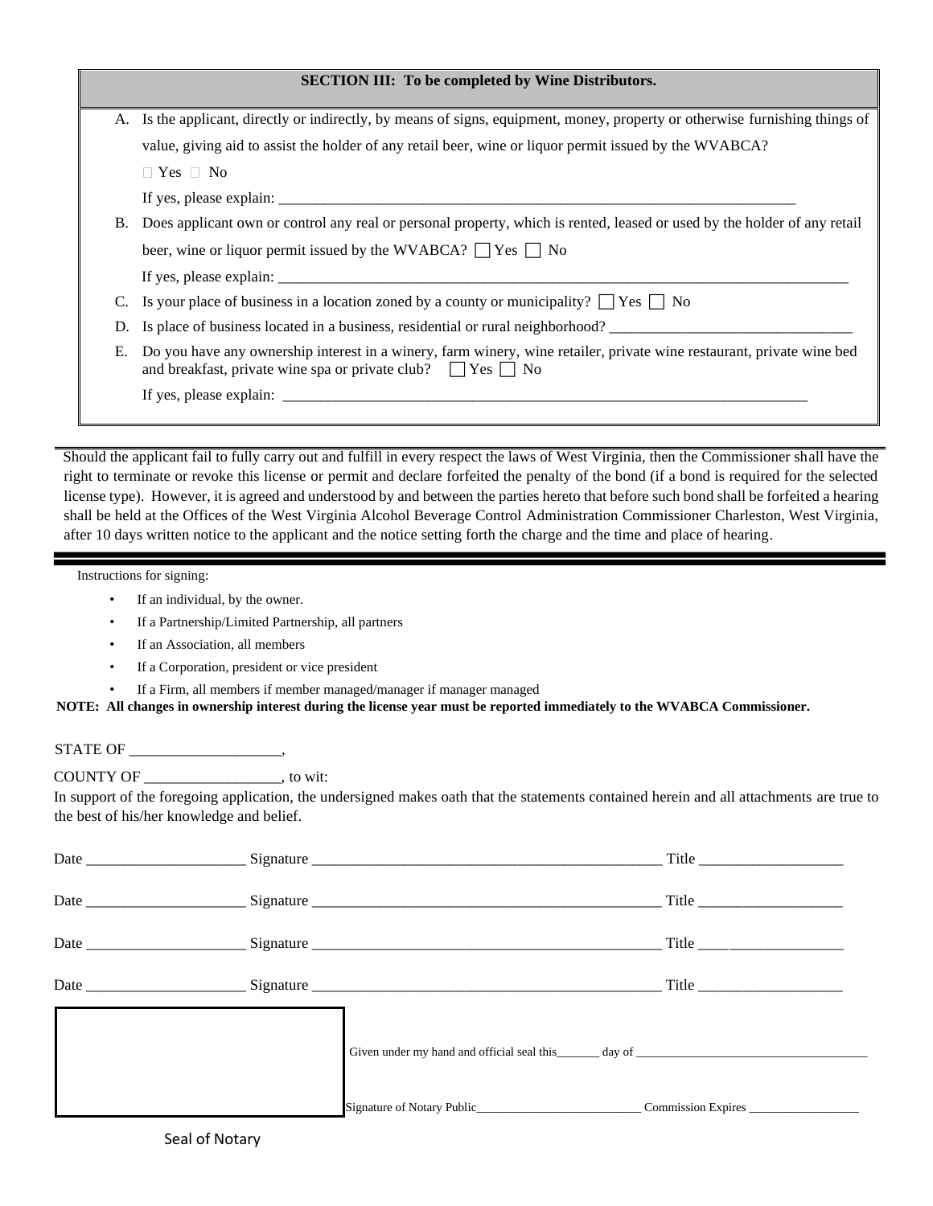## SECTION III: To be completed by Wine Distributors.

A. Is the applicant, directly or indirectly, by means of signs, equipment, money, property or otherwise furnishing things of value, giving aid to assist the holder of any retail beer, wine or liquor permit issued by the WVABCA?

☐ Yes ☐ No

If yes, please explain: ______________________________________________________________________

B. Does applicant own or control any real or personal property, which is rented, leased or used by the holder of any retail beer, wine or liquor permit issued by the WVABCA? ☐ Yes ☐ No

If yes, please explain: ______________________________________________________________________

C. Is your place of business in a location zoned by a county or municipality? ☐ Yes ☐ No

D. Is place of business located in a business, residential or rural neighborhood? ______________________________

E. Do you have any ownership interest in a winery, farm winery, wine retailer, private wine restaurant, private wine bed and breakfast, private wine spa or private club? ☐ Yes ☐ No

If yes, please explain: ______________________________________________________________________

Should the applicant fail to fully carry out and fulfill in every respect the laws of West Virginia, then the Commissioner shall have the right to terminate or revoke this license or permit and declare forfeited the penalty of the bond (if a bond is required for the selected license type). However, it is agreed and understood by and between the parties hereto that before such bond shall be forfeited a hearing shall be held at the Offices of the West Virginia Alcohol Beverage Control Administration Commissioner Charleston, West Virginia, after 10 days written notice to the applicant and the notice setting forth the charge and the time and place of hearing.

---

Instructions for signing:

- If an individual, by the owner.
- If a Partnership/Limited Partnership, all partners
- If an Association, all members
- If a Corporation, president or vice president
- If a Firm, all members if member managed/manager if manager managed

**NOTE: All changes in ownership interest during the license year must be reported immediately to the WVABCA Commissioner.**

STATE OF ____________________,

COUNTY OF __________________, to wit:

In support of the foregoing application, the undersigned makes oath that the statements contained herein and all attachments are true to the best of his/her knowledge and belief.

Date ____________________ Signature ______________________________________________ Title ___________________

Date ____________________ Signature ______________________________________________ Title ___________________

Date ____________________ Signature ______________________________________________ Title ___________________

Date ____________________ Signature ______________________________________________ Title ___________________

Given under my hand and official seal this_______ day of ____________________________________

Signature of Notary Public___________________________ Commission Expires __________________

Seal of Notary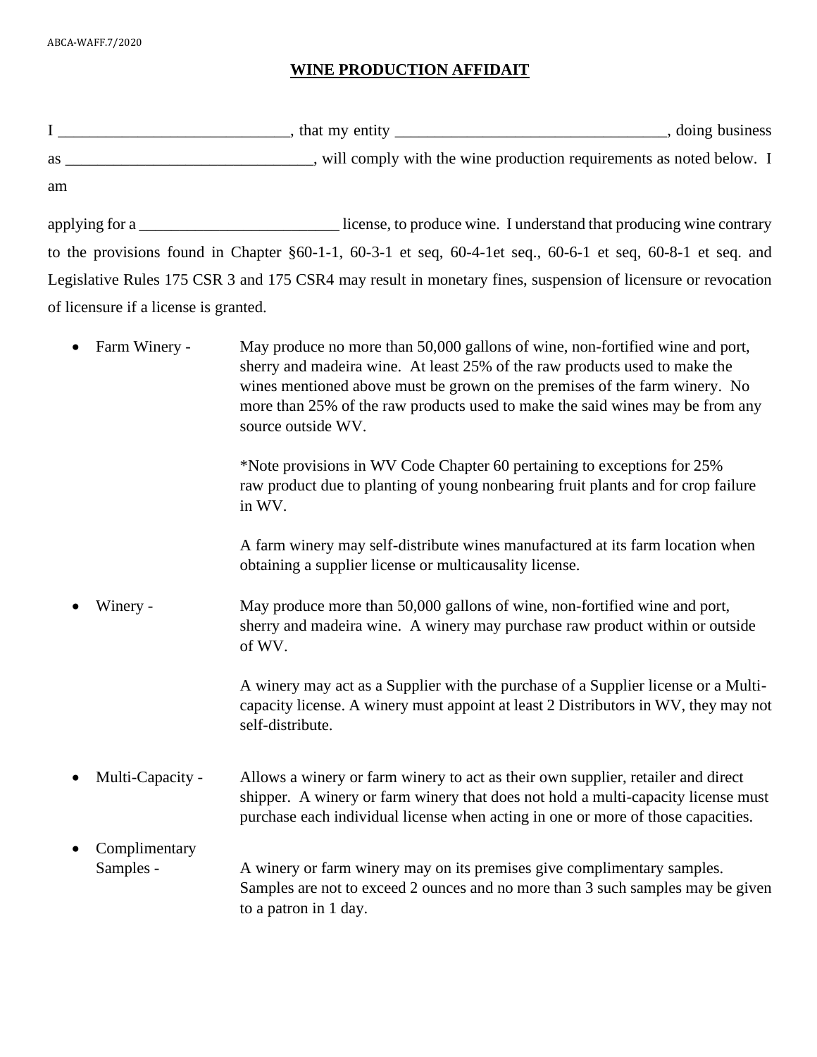ABCA-WAFF.7/2020

# WINE PRODUCTION AFFIDAIT

I ____________________________, that my entity _________________________________, doing business as ______________________________, will comply with the wine production requirements as noted below. I am

applying for a ________________________ license, to produce wine. I understand that producing wine contrary to the provisions found in Chapter §60-1-1, 60-3-1 et seq, 60-4-1et seq., 60-6-1 et seq, 60-8-1 et seq. and Legislative Rules 175 CSR 3 and 175 CSR4 may result in monetary fines, suspension of licensure or revocation of licensure if a license is granted.

- Farm Winery - May produce no more than 50,000 gallons of wine, non-fortified wine and port, sherry and madeira wine. At least 25% of the raw products used to make the wines mentioned above must be grown on the premises of the farm winery. No more than 25% of the raw products used to make the said wines may be from any source outside WV.

  *Note provisions in WV Code Chapter 60 pertaining to exceptions for 25% raw product due to planting of young nonbearing fruit plants and for crop failure in WV.

  A farm winery may self-distribute wines manufactured at its farm location when obtaining a supplier license or multicausality license.

- Winery - May produce more than 50,000 gallons of wine, non-fortified wine and port, sherry and madeira wine. A winery may purchase raw product within or outside of WV.

  A winery may act as a Supplier with the purchase of a Supplier license or a Multi-capacity license. A winery must appoint at least 2 Distributors in WV, they may not self-distribute.

- Multi-Capacity - Allows a winery or farm winery to act as their own supplier, retailer and direct shipper. A winery or farm winery that does not hold a multi-capacity license must purchase each individual license when acting in one or more of those capacities.

- Complimentary Samples - A winery or farm winery may on its premises give complimentary samples. Samples are not to exceed 2 ounces and no more than 3 such samples may be given to a patron in 1 day.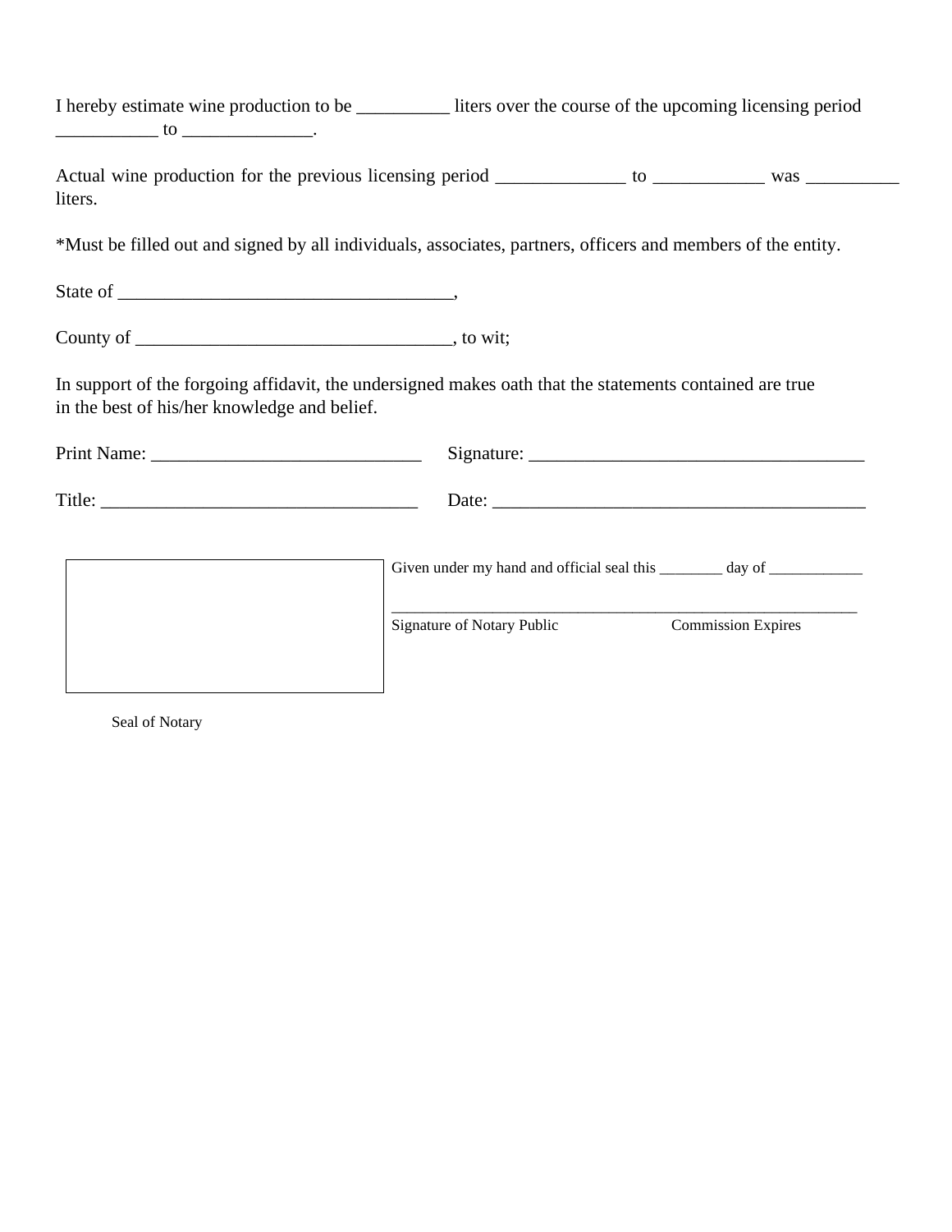I hereby estimate wine production to be __________ liters over the course of the upcoming licensing period ___________ to ______________.

Actual wine production for the previous licensing period ______________ to ____________ was __________ liters.

*Must be filled out and signed by all individuals, associates, partners, officers and members of the entity.

State of ____________________________________,

County of __________________________________, to wit;

In support of the forgoing affidavit, the undersigned makes oath that the statements contained are true in the best of his/her knowledge and belief.

Print Name: _____________________________ Signature: ____________________________________

Title: __________________________________ Date: ________________________________________

Given under my hand and official seal this ________ day of ____________

_____________________________________________________________

Signature of Notary Public Commission Expires

Seal of Notary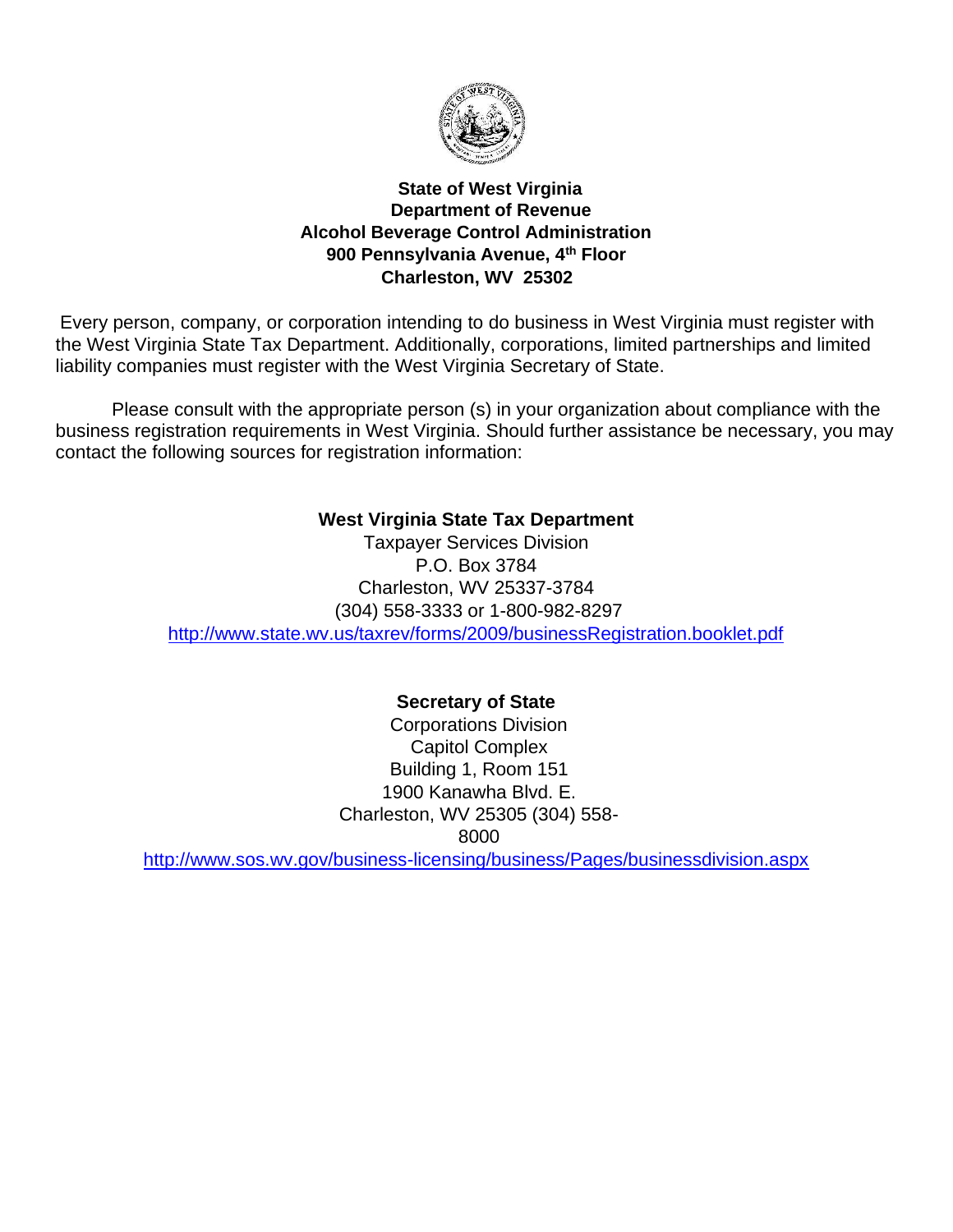**State of West Virginia**
**Department of Revenue**
**Alcohol Beverage Control Administration**
**900 Pennsylvania Avenue, 4th Floor**
**Charleston, WV 25302**

Every person, company, or corporation intending to do business in West Virginia must register with the West Virginia State Tax Department. Additionally, corporations, limited partnerships and limited liability companies must register with the West Virginia Secretary of State.

Please consult with the appropriate person (s) in your organization about compliance with the business registration requirements in West Virginia. Should further assistance be necessary, you may contact the following sources for registration information:

**West Virginia State Tax Department**
Taxpayer Services Division
P.O. Box 3784
Charleston, WV 25337-3784
(304) 558-3333 or 1-800-982-8297
http://www.state.wv.us/taxrev/forms/2009/businessRegistration.booklet.pdf

**Secretary of State**
Corporations Division
Capitol Complex
Building 1, Room 151
1900 Kanawha Blvd. E.
Charleston, WV 25305 (304) 558-8000
http://www.sos.wv.gov/business-licensing/business/Pages/businessdivision.aspx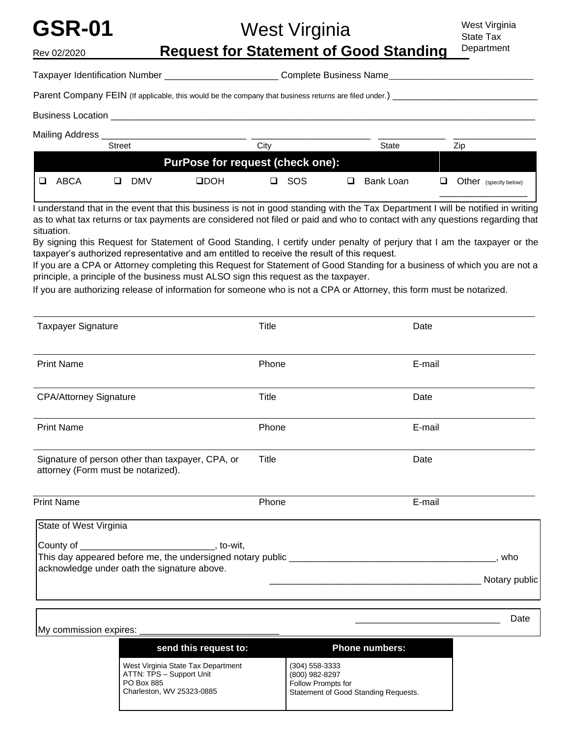# GSR-01

Rev 02/2020

## West Virginia Request for Statement of Good Standing

West Virginia State Tax Department

Taxpayer Identification Number ______________________ Complete Business Name____________________________

Parent Company FEIN (If applicable, this would be the company that business returns are filed under.) ____________________________

Business Location ________________________________________________________________________________________

Mailing Address ____________________________ ________________________ _____________ ________________

Street City State Zip

| PurPose for request (check one): | | | | | |
|---|---|---|---|---|---|
| ❑ ABCA | ❑ DMV | ❑DOH | ❑ SOS | ❑ Bank Loan | ❑ Other (specify below) _________________ |

I understand that in the event that this business is not in good standing with the Tax Department I will be notified in writing as to what tax returns or tax payments are considered not filed or paid and who to contact with any questions regarding that situation.

By signing this Request for Statement of Good Standing, I certify under penalty of perjury that I am the taxpayer or the taxpayer's authorized representative and am entitled to receive the result of this request.

If you are a CPA or Attorney completing this Request for Statement of Good Standing for a business of which you are not a principle, a principle of the business must ALSO sign this request as the taxpayer.

If you are authorizing release of information for someone who is not a CPA or Attorney, this form must be notarized.

| | | |
|---|---|---|
| Taxpayer Signature | Title | Date |
| Print Name | Phone | E-mail |
| CPA/Attorney Signature | Title | Date |
| Print Name | Phone | E-mail |
| Signature of person other than taxpayer, CPA, or attorney (Form must be notarized). | Title | Date |
| Print Name | Phone | E-mail |

State of West Virginia

County of _________________________, to-wit,

This day appeared before me, the undersigned notary public _______________________________________, who acknowledge under oath the signature above.

_________________________________________ Notary public

___________________________ Date

My commission expires: ___________________________

| send this request to: | Phone numbers: |
|---|---|
| West Virginia State Tax Department<br>ATTN: TPS – Support Unit<br>PO Box 885<br>Charleston, WV 25323-0885 | (304) 558-3333<br>(800) 982-8297<br>Follow Prompts for<br>Statement of Good Standing Requests. |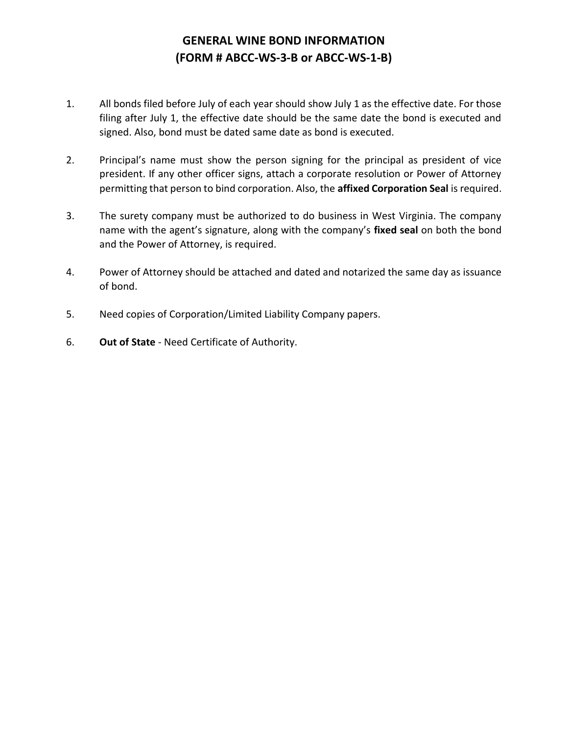# GENERAL WINE BOND INFORMATION
# (FORM # ABCC-WS-3-B or ABCC-WS-1-B)

1. All bonds filed before July of each year should show July 1 as the effective date. For those filing after July 1, the effective date should be the same date the bond is executed and signed. Also, bond must be dated same date as bond is executed.

2. Principal's name must show the person signing for the principal as president of vice president. If any other officer signs, attach a corporate resolution or Power of Attorney permitting that person to bind corporation. Also, the **affixed Corporation Seal** is required.

3. The surety company must be authorized to do business in West Virginia. The company name with the agent's signature, along with the company's **fixed seal** on both the bond and the Power of Attorney, is required.

4. Power of Attorney should be attached and dated and notarized the same day as issuance of bond.

5. Need copies of Corporation/Limited Liability Company papers.

6. **Out of State** - Need Certificate of Authority.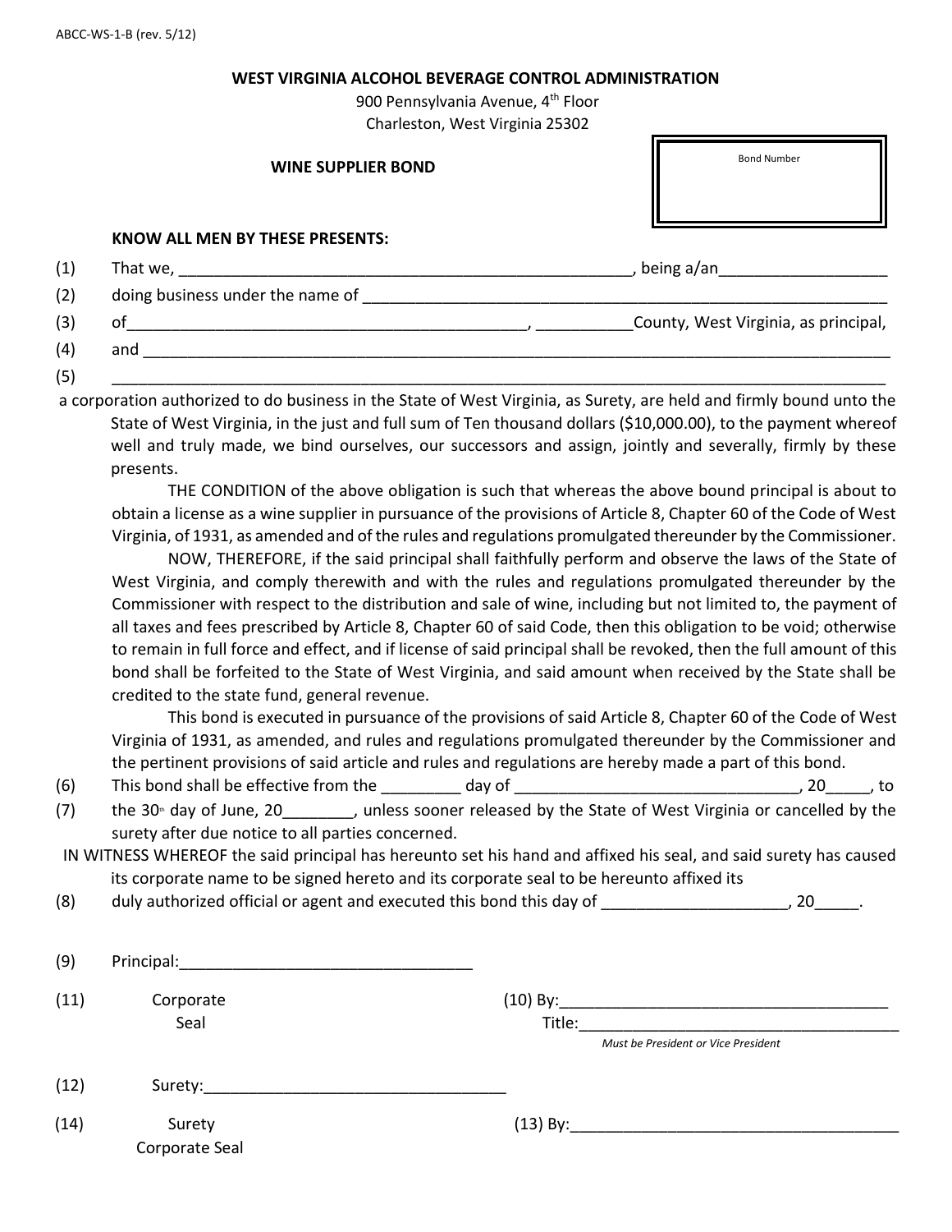ABCC-WS-1-B (rev. 5/12)

**WEST VIRGINIA ALCOHOL BEVERAGE CONTROL ADMINISTRATION**

900 Pennsylvania Avenue, 4th Floor
Charleston, West Virginia 25302

**WINE SUPPLIER BOND**

| Bond Number |
|---|
| |

**KNOW ALL MEN BY THESE PRESENTS:**

(1) That we, ____________________________________________________, being a/an___________________

(2) doing business under the name of ______________________________________________________________

(3) of______________________________________________, ___________County, West Virginia, as principal,

(4) and ________________________________________________________________________________________

(5) ___________________________________________________________________________________________

a corporation authorized to do business in the State of West Virginia, as Surety, are held and firmly bound unto the State of West Virginia, in the just and full sum of Ten thousand dollars ($10,000.00), to the payment whereof well and truly made, we bind ourselves, our successors and assign, jointly and severally, firmly by these presents.

THE CONDITION of the above obligation is such that whereas the above bound principal is about to obtain a license as a wine supplier in pursuance of the provisions of Article 8, Chapter 60 of the Code of West Virginia, of 1931, as amended and of the rules and regulations promulgated thereunder by the Commissioner.

NOW, THEREFORE, if the said principal shall faithfully perform and observe the laws of the State of West Virginia, and comply therewith and with the rules and regulations promulgated thereunder by the Commissioner with respect to the distribution and sale of wine, including but not limited to, the payment of all taxes and fees prescribed by Article 8, Chapter 60 of said Code, then this obligation to be void; otherwise to remain in full force and effect, and if license of said principal shall be revoked, then the full amount of this bond shall be forfeited to the State of West Virginia, and said amount when received by the State shall be credited to the state fund, general revenue.

This bond is executed in pursuance of the provisions of said Article 8, Chapter 60 of the Code of West Virginia of 1931, as amended, and rules and regulations promulgated thereunder by the Commissioner and the pertinent provisions of said article and rules and regulations are hereby made a part of this bond.

(6) This bond shall be effective from the _________ day of ________________________________, 20_____, to

(7) the 30th day of June, 20________, unless sooner released by the State of West Virginia or cancelled by the surety after due notice to all parties concerned.

IN WITNESS WHEREOF the said principal has hereunto set his hand and affixed his seal, and said surety has caused its corporate name to be signed hereto and its corporate seal to be hereunto affixed its

(8) duly authorized official or agent and executed this bond this day of _____________________, 20_____.

(9) Principal:_________________________________

(11) Corporate Seal

(10) By:______________________________________

Title:_____________________________________

*Must be President or Vice President*

(12) Surety:__________________________________

(14) Surety Corporate Seal

(13) By:______________________________________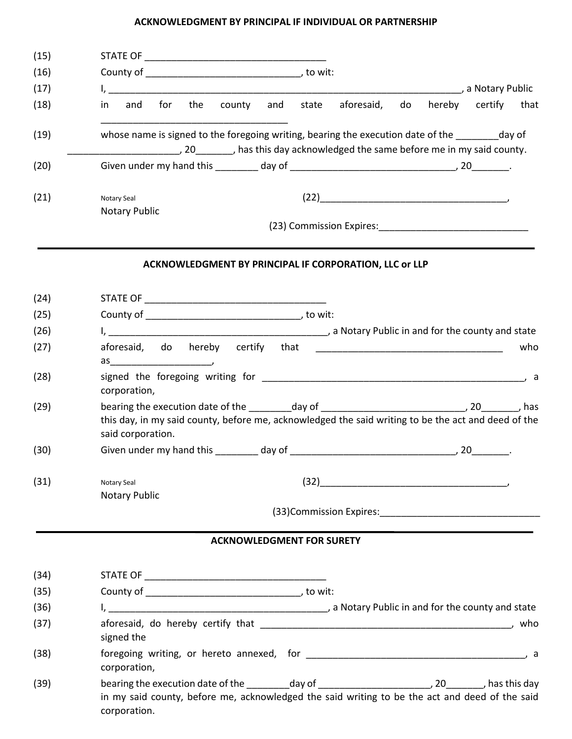### ACKNOWLEDGMENT BY PRINCIPAL IF INDIVIDUAL OR PARTNERSHIP

(15) STATE OF ___________________________________

(16) County of _____________________________, to wit:

(17) I, ______________________________________________________________________, a Notary Public

(18) in and for the county and state aforesaid, do hereby certify that ____________________________________

(19) whose name is signed to the foregoing writing, bearing the execution date of the ________day of _____________________, 20_______, has this day acknowledged the same before me in my said county.

(20) Given under my hand this ________ day of _______________________________, 20_______.

(21) Notary Seal (22)____________________________________,
Notary Public

(23) Commission Expires:____________________________

---

### ACKNOWLEDGMENT BY PRINCIPAL IF CORPORATION, LLC or LLP

(24) STATE OF ___________________________________

(25) County of _____________________________, to wit:

(26) I, __________________________________________, a Notary Public in and for the county and state

(27) aforesaid, do hereby certify that ____________________________________ who as___________________,

(28) signed the foregoing writing for ___________________________________________________, a corporation,

(29) bearing the execution date of the ________day of __________________________, 20_______, has this day, in my said county, before me, acknowledged the said writing to be the act and deed of the said corporation.

(30) Given under my hand this ________ day of _______________________________, 20_______.

(31) Notary Seal (32)____________________________________,
Notary Public

(33)Commission Expires:______________________________

---

### ACKNOWLEDGMENT FOR SURETY

(34) STATE OF ___________________________________

(35) County of _____________________________, to wit:

(36) I, __________________________________________, a Notary Public in and for the county and state

(37) aforesaid, do hereby certify that _________________________________________________, who signed the

(38) foregoing writing, or hereto annexed, for __________________________________________, a corporation,

(39) bearing the execution date of the ________day of ____________________, 20_______, has this day in my said county, before me, acknowledged the said writing to be the act and deed of the said corporation.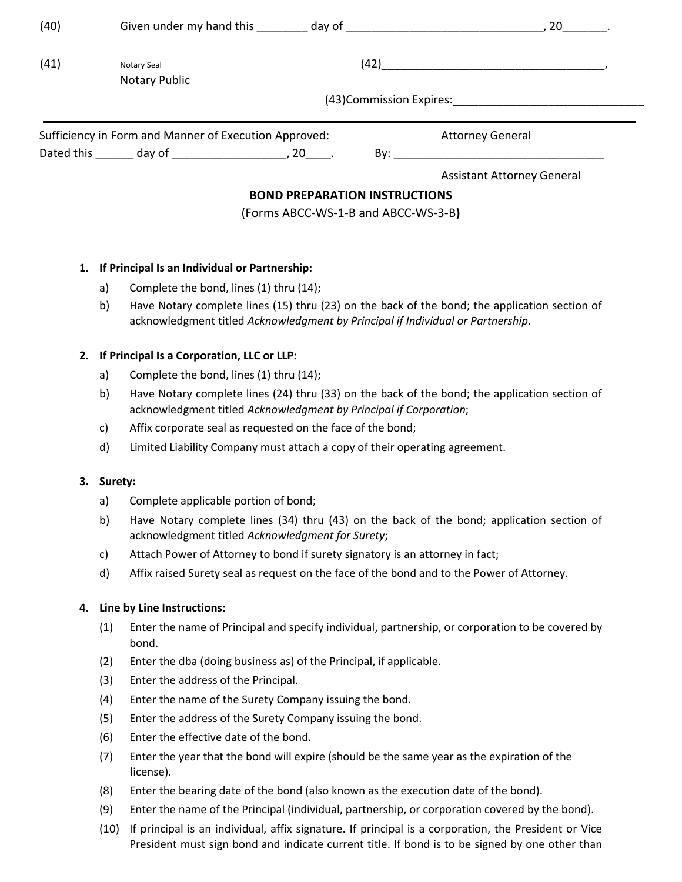(40) Given under my hand this ________ day of ________________________________, 20_______.

(41) Notary Seal
Notary Public

(42)____________________________________,

(43)Commission Expires:______________________________

---

Sufficiency in Form and Manner of Execution Approved:
Dated this ______ day of __________________, 20____.

Attorney General

By: __________________________________

Assistant Attorney General

**BOND PREPARATION INSTRUCTIONS**
(Forms ABCC-WS-1-B and ABCC-WS-3-B**)**

1. **If Principal Is an Individual or Partnership:**
   a) Complete the bond, lines (1) thru (14);
   b) Have Notary complete lines (15) thru (23) on the back of the bond; the application section of acknowledgment titled *Acknowledgment by Principal if Individual or Partnership*.

2. **If Principal Is a Corporation, LLC or LLP:**
   a) Complete the bond, lines (1) thru (14);
   b) Have Notary complete lines (24) thru (33) on the back of the bond; the application section of acknowledgment titled *Acknowledgment by Principal if Corporation*;
   c) Affix corporate seal as requested on the face of the bond;
   d) Limited Liability Company must attach a copy of their operating agreement.

3. **Surety:**
   a) Complete applicable portion of bond;
   b) Have Notary complete lines (34) thru (43) on the back of the bond; application section of acknowledgment titled *Acknowledgment for Surety*;
   c) Attach Power of Attorney to bond if surety signatory is an attorney in fact;
   d) Affix raised Surety seal as request on the face of the bond and to the Power of Attorney.

4. **Line by Line Instructions:**
   (1) Enter the name of Principal and specify individual, partnership, or corporation to be covered by bond.
   (2) Enter the dba (doing business as) of the Principal, if applicable.
   (3) Enter the address of the Principal.
   (4) Enter the name of the Surety Company issuing the bond.
   (5) Enter the address of the Surety Company issuing the bond.
   (6) Enter the effective date of the bond.
   (7) Enter the year that the bond will expire (should be the same year as the expiration of the license).
   (8) Enter the bearing date of the bond (also known as the execution date of the bond).
   (9) Enter the name of the Principal (individual, partnership, or corporation covered by the bond).
   (10) If principal is an individual, affix signature. If principal is a corporation, the President or Vice President must sign bond and indicate current title. If bond is to be signed by one other than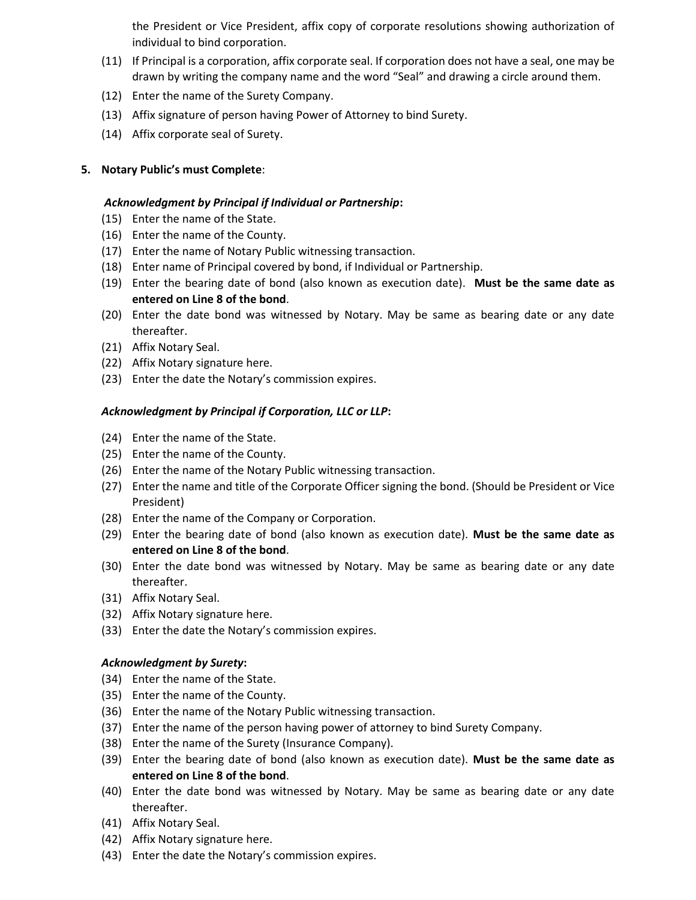the President or Vice President, affix copy of corporate resolutions showing authorization of individual to bind corporation.

(11) If Principal is a corporation, affix corporate seal. If corporation does not have a seal, one may be drawn by writing the company name and the word "Seal" and drawing a circle around them.

(12) Enter the name of the Surety Company.

(13) Affix signature of person having Power of Attorney to bind Surety.

(14) Affix corporate seal of Surety.

**5. Notary Public's must Complete**:

***Acknowledgment by Principal if Individual or Partnership*:**

(15) Enter the name of the State.

(16) Enter the name of the County.

(17) Enter the name of Notary Public witnessing transaction.

(18) Enter name of Principal covered by bond, if Individual or Partnership.

(19) Enter the bearing date of bond (also known as execution date). **Must be the same date as entered on Line 8 of the bond**.

(20) Enter the date bond was witnessed by Notary. May be same as bearing date or any date thereafter.

(21) Affix Notary Seal.

(22) Affix Notary signature here.

(23) Enter the date the Notary's commission expires.

***Acknowledgment by Principal if Corporation, LLC or LLP*:**

(24) Enter the name of the State.

(25) Enter the name of the County.

(26) Enter the name of the Notary Public witnessing transaction.

(27) Enter the name and title of the Corporate Officer signing the bond. (Should be President or Vice President)

(28) Enter the name of the Company or Corporation.

(29) Enter the bearing date of bond (also known as execution date). **Must be the same date as entered on Line 8 of the bond**.

(30) Enter the date bond was witnessed by Notary. May be same as bearing date or any date thereafter.

(31) Affix Notary Seal.

(32) Affix Notary signature here.

(33) Enter the date the Notary's commission expires.

***Acknowledgment by Surety*:**

(34) Enter the name of the State.

(35) Enter the name of the County.

(36) Enter the name of the Notary Public witnessing transaction.

(37) Enter the name of the person having power of attorney to bind Surety Company.

(38) Enter the name of the Surety (Insurance Company).

(39) Enter the bearing date of bond (also known as execution date). **Must be the same date as entered on Line 8 of the bond**.

(40) Enter the date bond was witnessed by Notary. May be same as bearing date or any date thereafter.

(41) Affix Notary Seal.

(42) Affix Notary signature here.

(43) Enter the date the Notary's commission expires.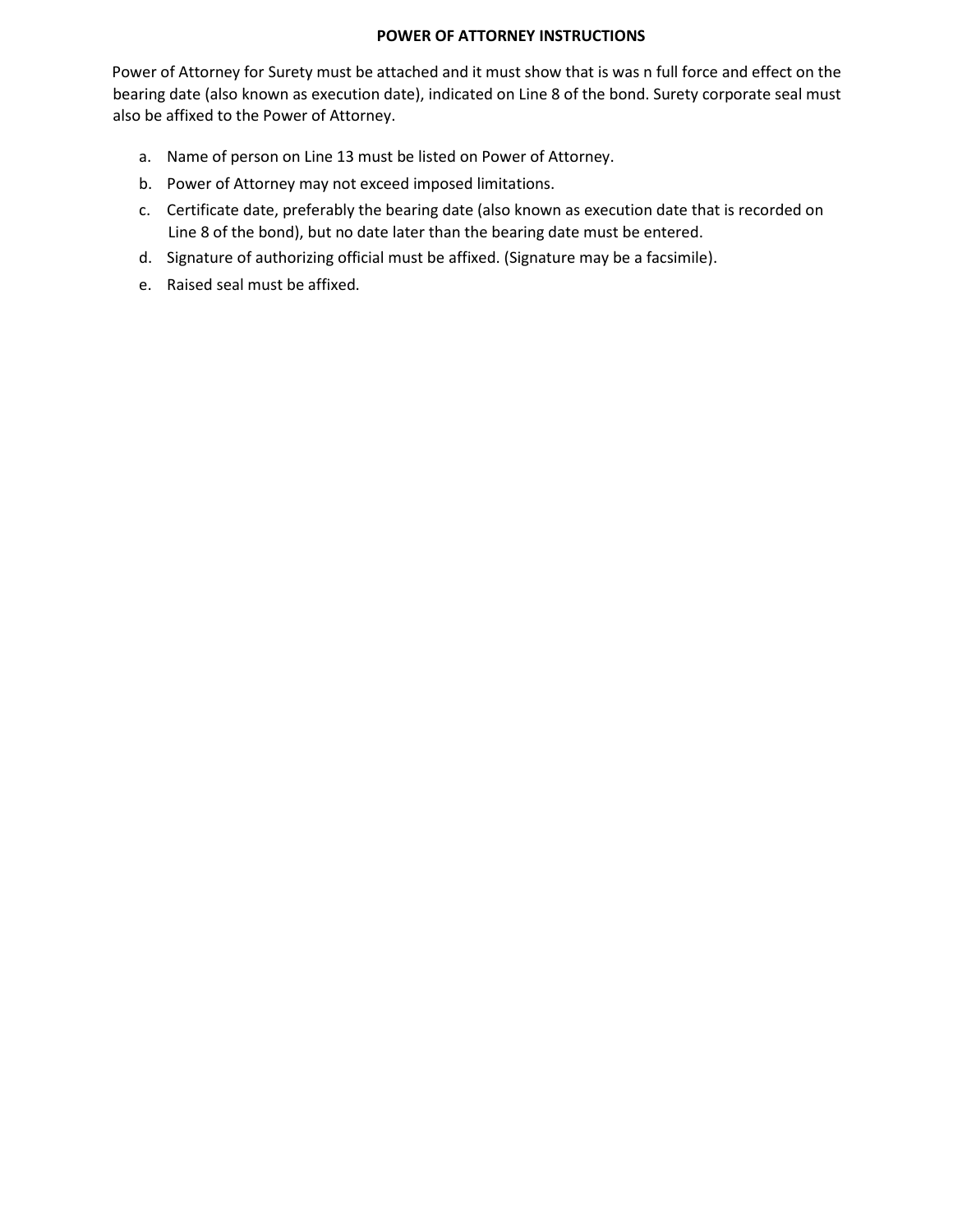## POWER OF ATTORNEY INSTRUCTIONS

Power of Attorney for Surety must be attached and it must show that is was n full force and effect on the bearing date (also known as execution date), indicated on Line 8 of the bond. Surety corporate seal must also be affixed to the Power of Attorney.

a. Name of person on Line 13 must be listed on Power of Attorney.
b. Power of Attorney may not exceed imposed limitations.
c. Certificate date, preferably the bearing date (also known as execution date that is recorded on Line 8 of the bond), but no date later than the bearing date must be entered.
d. Signature of authorizing official must be affixed. (Signature may be a facsimile).
e. Raised seal must be affixed.